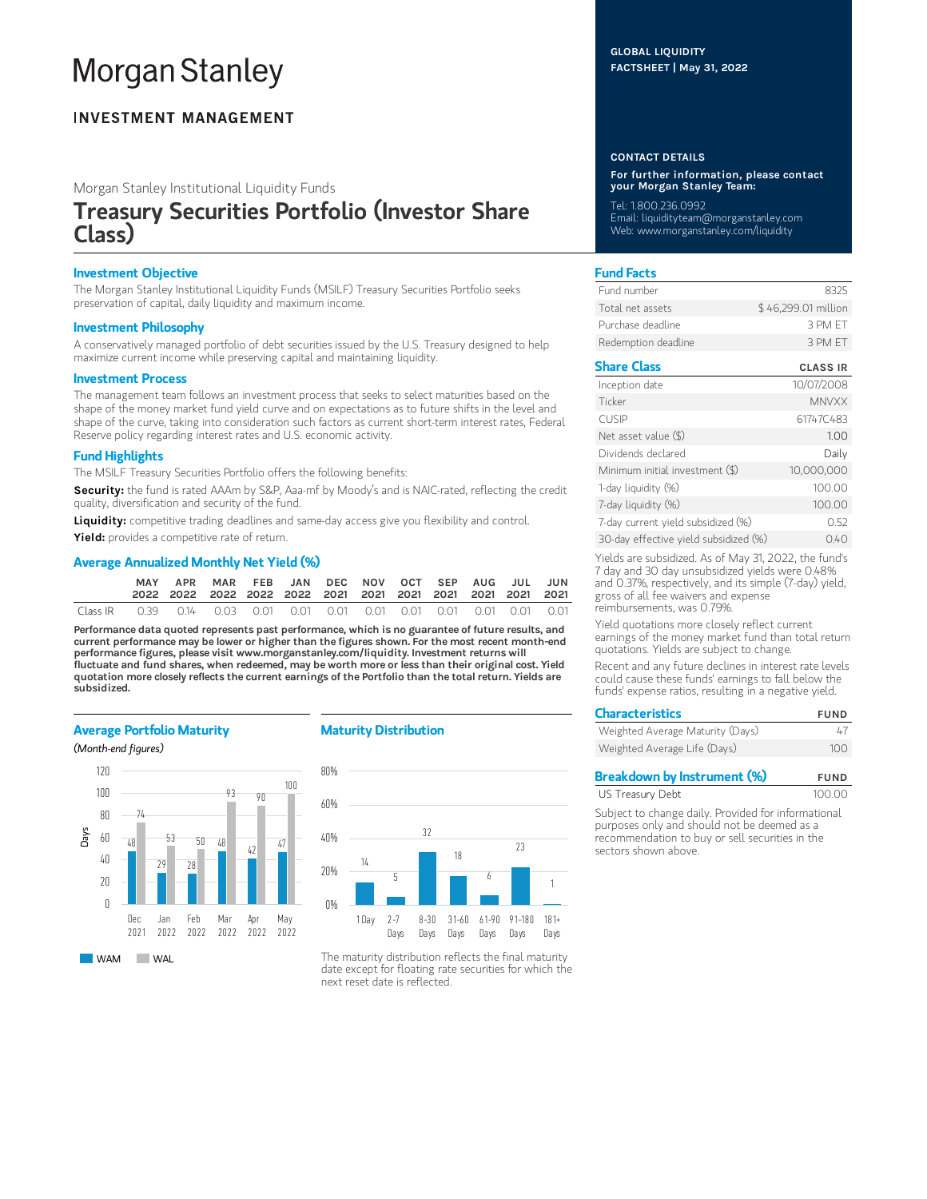Morgan Stanley

INVESTMENT MANAGEMENT

GLOBAL LIQUIDITY FACTSHEET | May 31, 2022

Morgan Stanley Institutional Liquidity Funds

# Treasury Securities Portfolio (Investor Share Class)

## Investment Objective

The Morgan Stanley Institutional Liquidity Funds (MSILF) Treasury Securities Portfolio seeks preservation of capital, daily liquidity and maximum income.

## Investment Philosophy

A conservatively managed portfolio of debt securities issued by the U.S. Treasury designed to help maximize current income while preserving capital and maintaining liquidity.

## Investment Process

The management team follows an investment process that seeks to select maturities based on the shape of the money market fund yield curve and on expectations as to future shifts in the level and shape of the curve, taking into consideration such factors as current short-term interest rates, Federal Reserve policy regarding interest rates and U.S. economic activity.

## Fund Highlights

The MSILF Treasury Securities Portfolio offers the following benefits:

**Security:** the fund is rated AAAm by S&P, Aaa-mf by Moody's and is NAIC-rated, reflecting the credit quality, diversification and security of the fund.

**Liquidity:** competitive trading deadlines and same-day access give you flexibility and control.

**Yield:** provides a competitive rate of return.

## Average Annualized Monthly Net Yield (%)

| | MAY 2022 | APR 2022 | MAR 2022 | FEB 2022 | JAN 2022 | DEC 2021 | NOV 2021 | OCT 2021 | SEP 2021 | AUG 2021 | JUL 2021 | JUN 2021 |
|---|---|---|---|---|---|---|---|---|---|---|---|---|
| Class IR | 0.39 | 0.14 | 0.03 | 0.01 | 0.01 | 0.01 | 0.01 | 0.01 | 0.01 | 0.01 | 0.01 | 0.01 |

**Performance data quoted represents past performance, which is no guarantee of future results, and current performance may be lower or higher than the figures shown. For the most recent month-end performance figures, please visit www.morganstanley.com/liquidity. Investment returns will fluctuate and fund shares, when redeemed, may be worth more or less than their original cost. Yield quotation more closely reflects the current earnings of the Portfolio than the total return. Yields are subsidized.**

## Average Portfolio Maturity

*(Month-end figures)*

| Days | Dec 2021 | Jan 2022 | Feb 2022 | Mar 2022 | Apr 2022 | May 2022 |
|---|---|---|---|---|---|---|
| WAM | 48 | 29 | 28 | 48 | 42 | 47 |
| WAL | 74 | 53 | 50 | 93 | 90 | 100 |

## Maturity Distribution

| 1 Day | 2-7 Days | 8-30 Days | 31-60 Days | 61-90 Days | 91-180 Days | 181+ Days |
|---|---|---|---|---|---|---|
| 14 | 5 | 32 | 18 | 6 | 23 | 1 |

The maturity distribution reflects the final maturity date except for floating rate securities for which the next reset date is reflected.

## CONTACT DETAILS

**For further information, please contact your Morgan Stanley Team:**

Tel: 1.800.236.0992
Email: liquidityteam@morganstanley.com
Web: www.morganstanley.com/liquidity

## Fund Facts

| | |
|---|---|
| Fund number | 8325 |
| Total net assets | $ 46,299.01 million |
| Purchase deadline | 3 PM ET |
| Redemption deadline | 3 PM ET |

## Share Class

| | CLASS IR |
|---|---|
| Inception date | 10/07/2008 |
| Ticker | MNVXX |
| CUSIP | 61747C483 |
| Net asset value ($) | 1.00 |
| Dividends declared | Daily |
| Minimum initial investment ($) | 10,000,000 |
| 1-day liquidity (%) | 100.00 |
| 7-day liquidity (%) | 100.00 |
| 7-day current yield subsidized (%) | 0.52 |
| 30-day effective yield subsidized (%) | 0.40 |

Yields are subsidized. As of May 31, 2022, the fund's 7 day and 30 day unsubsidized yields were 0.48% and 0.37%, respectively, and its simple (7-day) yield, gross of all fee waivers and expense reimbursements, was 0.79%.

Yield quotations more closely reflect current earnings of the money market fund than total return quotations. Yields are subject to change.

Recent and any future declines in interest rate levels could cause these funds' earnings to fall below the funds' expense ratios, resulting in a negative yield.

## Characteristics

| | FUND |
|---|---|
| Weighted Average Maturity (Days) | 47 |
| Weighted Average Life (Days) | 100 |

## Breakdown by Instrument (%)

| | FUND |
|---|---|
| US Treasury Debt | 100.00 |

Subject to change daily. Provided for informational purposes only and should not be deemed as a recommendation to buy or sell securities in the sectors shown above.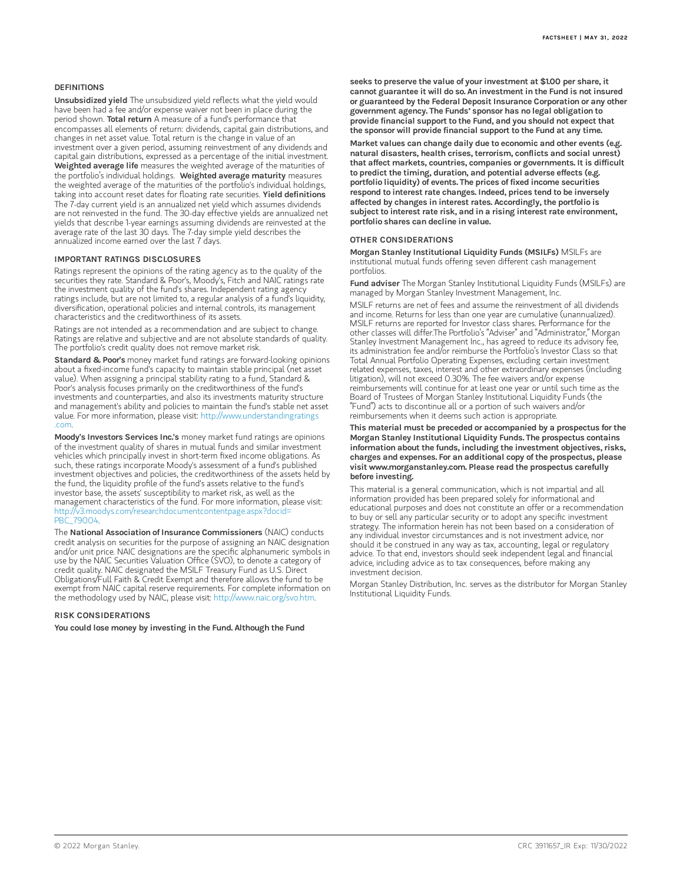## DEFINITIONS

**Unsubsidized yield** The unsubsidized yield reflects what the yield would have been had a fee and/or expense waiver not been in place during the period shown. **Total return** A measure of a fund's performance that encompasses all elements of return: dividends, capital gain distributions, and changes in net asset value. Total return is the change in value of an investment over a given period, assuming reinvestment of any dividends and capital gain distributions, expressed as a percentage of the initial investment. **Weighted average life** measures the weighted average of the maturities of the portfolio's individual holdings. **Weighted average maturity** measures the weighted average of the maturities of the portfolio's individual holdings, taking into account reset dates for floating rate securities. **Yield definitions** The 7-day current yield is an annualized net yield which assumes dividends are not reinvested in the fund. The 30-day effective yields are annualized net yields that describe 1-year earnings assuming dividends are reinvested at the average rate of the last 30 days. The 7-day simple yield describes the annualized income earned over the last 7 days.

## IMPORTANT RATINGS DISCLOSURES

Ratings represent the opinions of the rating agency as to the quality of the securities they rate. Standard & Poor's, Moody's, Fitch and NAIC ratings rate the investment quality of the fund's shares. Independent rating agency ratings include, but are not limited to, a regular analysis of a fund's liquidity, diversification, operational policies and internal controls, its management characteristics and the creditworthiness of its assets.

Ratings are not intended as a recommendation and are subject to change. Ratings are relative and subjective and are not absolute standards of quality. The portfolio's credit quality does not remove market risk.

**Standard & Poor's** money market fund ratings are forward-looking opinions about a fixed-income fund's capacity to maintain stable principal (net asset value). When assigning a principal stability rating to a fund, Standard & Poor's analysis focuses primarily on the creditworthiness of the fund's investments and counterparties, and also its investments maturity structure and management's ability and policies to maintain the fund's stable net asset value. For more information, please visit: http://www.understandingratings.com.

**Moody's Investors Services Inc.'s** money market fund ratings are opinions of the investment quality of shares in mutual funds and similar investment vehicles which principally invest in short-term fixed income obligations. As such, these ratings incorporate Moody's assessment of a fund's published investment objectives and policies, the creditworthiness of the assets held by the fund, the liquidity profile of the fund's assets relative to the fund's investor base, the assets' susceptibility to market risk, as well as the management characteristics of the fund. For more information, please visit: http://v3.moodys.com/researchdocumentcontentpage.aspx?docid=PBC_79004.

The **National Association of Insurance Commissioners** (NAIC) conducts credit analysis on securities for the purpose of assigning an NAIC designation and/or unit price. NAIC designations are the specific alphanumeric symbols in use by the NAIC Securities Valuation Office (SVO), to denote a category of credit quality. NAIC designated the MSILF Treasury Fund as U.S. Direct Obligations/Full Faith & Credit Exempt and therefore allows the fund to be exempt from NAIC capital reserve requirements. For complete information on the methodology used by NAIC, please visit: http://www.naic.org/svo.htm.

## RISK CONSIDERATIONS

**You could lose money by investing in the Fund. Although the Fund seeks to preserve the value of your investment at $1.00 per share, it cannot guarantee it will do so. An investment in the Fund is not insured or guaranteed by the Federal Deposit Insurance Corporation or any other government agency. The Funds' sponsor has no legal obligation to provide financial support to the Fund, and you should not expect that the sponsor will provide financial support to the Fund at any time.**

**Market values can change daily due to economic and other events (e.g. natural disasters, health crises, terrorism, conflicts and social unrest) that affect markets, countries, companies or governments. It is difficult to predict the timing, duration, and potential adverse effects (e.g. portfolio liquidity) of events. The prices of fixed income securities respond to interest rate changes. Indeed, prices tend to be inversely affected by changes in interest rates. Accordingly, the portfolio is subject to interest rate risk, and in a rising interest rate environment, portfolio shares can decline in value.**

## OTHER CONSIDERATIONS

**Morgan Stanley Institutional Liquidity Funds (MSILFs)** MSILFs are institutional mutual funds offering seven different cash management portfolios.

**Fund adviser** The Morgan Stanley Institutional Liquidity Funds (MSILFs) are managed by Morgan Stanley Investment Management, Inc.

MSILF returns are net of fees and assume the reinvestment of all dividends and income. Returns for less than one year are cumulative (unannualized). MSILF returns are reported for Investor class shares. Performance for the other classes will differ.The Portfolio's "Adviser" and "Administrator," Morgan Stanley Investment Management Inc., has agreed to reduce its advisory fee, its administration fee and/or reimburse the Portfolio's Investor Class so that Total Annual Portfolio Operating Expenses, excluding certain investment related expenses, taxes, interest and other extraordinary expenses (including litigation), will not exceed 0.30%. The fee waivers and/or expense reimbursements will continue for at least one year or until such time as the Board of Trustees of Morgan Stanley Institutional Liquidity Funds (the "Fund") acts to discontinue all or a portion of such waivers and/or reimbursements when it deems such action is appropriate.

**This material must be preceded or accompanied by a prospectus for the Morgan Stanley Institutional Liquidity Funds. The prospectus contains information about the funds, including the investment objectives, risks, charges and expenses. For an additional copy of the prospectus, please visit www.morganstanley.com. Please read the prospectus carefully before investing.**

This material is a general communication, which is not impartial and all information provided has been prepared solely for informational and educational purposes and does not constitute an offer or a recommendation to buy or sell any particular security or to adopt any specific investment strategy. The information herein has not been based on a consideration of any individual investor circumstances and is not investment advice, nor should it be construed in any way as tax, accounting, legal or regulatory advice. To that end, investors should seek independent legal and financial advice, including advice as to tax consequences, before making any investment decision.

Morgan Stanley Distribution, Inc. serves as the distributor for Morgan Stanley Institutional Liquidity Funds.

© 2022 Morgan Stanley.

CRC 3911657_IR Exp: 11/30/2022